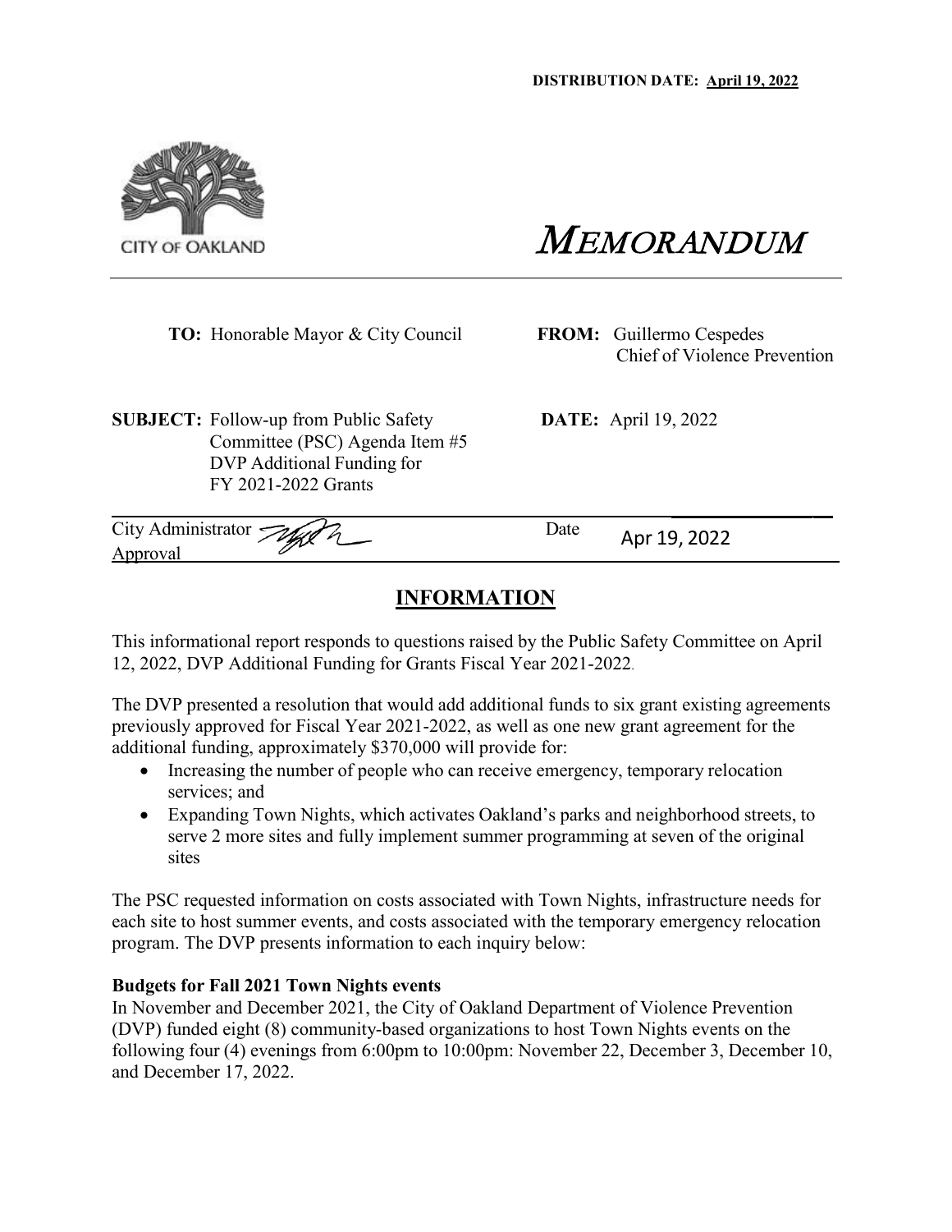**DISTRIBUTION DATE: April 19, 2022**

CITY OF OAKLAND

# MEMORANDUM

**TO:** Honorable Mayor & City Council

**FROM:** Guillermo Cespedes
Chief of Violence Prevention

**SUBJECT:** Follow-up from Public Safety Committee (PSC) Agenda Item #5 DVP Additional Funding for FY 2021-2022 Grants

**DATE:** April 19, 2022

City Administrator Approval

Date Apr 19, 2022

## INFORMATION

This informational report responds to questions raised by the Public Safety Committee on April 12, 2022, DVP Additional Funding for Grants Fiscal Year 2021-2022.

The DVP presented a resolution that would add additional funds to six grant existing agreements previously approved for Fiscal Year 2021-2022, as well as one new grant agreement for the additional funding, approximately $370,000 will provide for:

- Increasing the number of people who can receive emergency, temporary relocation services; and
- Expanding Town Nights, which activates Oakland's parks and neighborhood streets, to serve 2 more sites and fully implement summer programming at seven of the original sites

The PSC requested information on costs associated with Town Nights, infrastructure needs for each site to host summer events, and costs associated with the temporary emergency relocation program. The DVP presents information to each inquiry below:

**Budgets for Fall 2021 Town Nights events**

In November and December 2021, the City of Oakland Department of Violence Prevention (DVP) funded eight (8) community-based organizations to host Town Nights events on the following four (4) evenings from 6:00pm to 10:00pm: November 22, December 3, December 10, and December 17, 2022.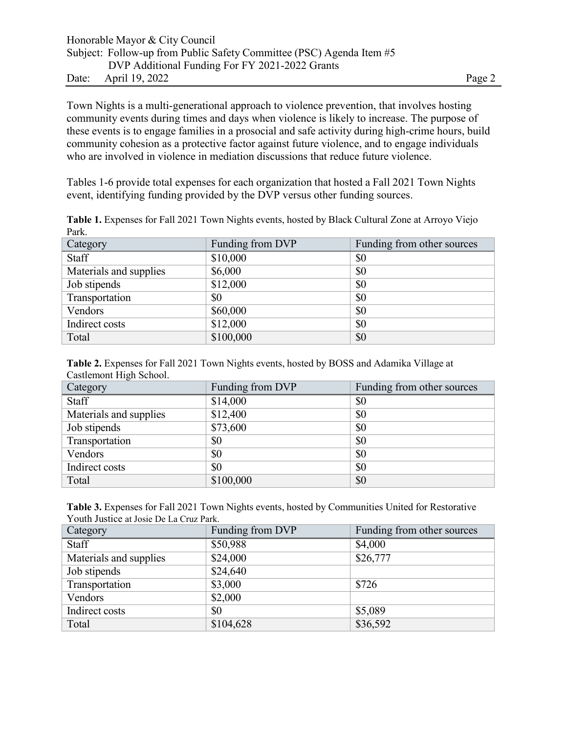Town Nights is a multi-generational approach to violence prevention, that involves hosting community events during times and days when violence is likely to increase. The purpose of these events is to engage families in a prosocial and safe activity during high-crime hours, build community cohesion as a protective factor against future violence, and to engage individuals who are involved in violence in mediation discussions that reduce future violence.

Tables 1-6 provide total expenses for each organization that hosted a Fall 2021 Town Nights event, identifying funding provided by the DVP versus other funding sources.

**Table 1.** Expenses for Fall 2021 Town Nights events, hosted by Black Cultural Zone at Arroyo Viejo Park.

| Category | Funding from DVP | Funding from other sources |
|---|---|---|
| Staff | $10,000 | $0 |
| Materials and supplies | $6,000 | $0 |
| Job stipends | $12,000 | $0 |
| Transportation | $0 | $0 |
| Vendors | $60,000 | $0 |
| Indirect costs | $12,000 | $0 |
| Total | $100,000 | $0 |

**Table 2.** Expenses for Fall 2021 Town Nights events, hosted by BOSS and Adamika Village at Castlemont High School.

| Category | Funding from DVP | Funding from other sources |
|---|---|---|
| Staff | $14,000 | $0 |
| Materials and supplies | $12,400 | $0 |
| Job stipends | $73,600 | $0 |
| Transportation | $0 | $0 |
| Vendors | $0 | $0 |
| Indirect costs | $0 | $0 |
| Total | $100,000 | $0 |

**Table 3.** Expenses for Fall 2021 Town Nights events, hosted by Communities United for Restorative Youth Justice at Josie De La Cruz Park.

| Category | Funding from DVP | Funding from other sources |
|---|---|---|
| Staff | $50,988 | $4,000 |
| Materials and supplies | $24,000 | $26,777 |
| Job stipends | $24,640 | |
| Transportation | $3,000 | $726 |
| Vendors | $2,000 | |
| Indirect costs | $0 | $5,089 |
| Total | $104,628 | $36,592 |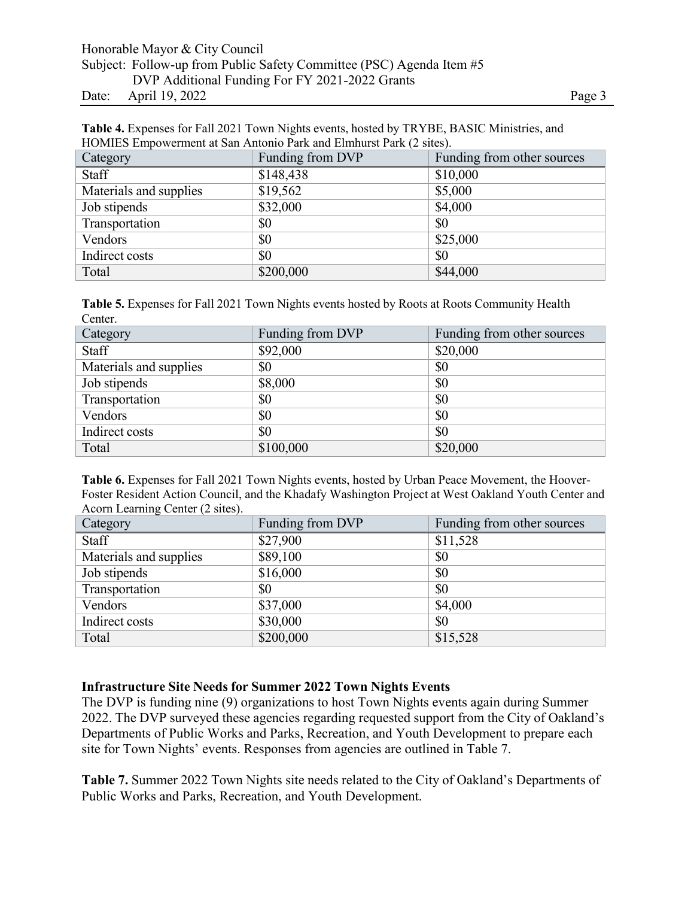**Table 4.** Expenses for Fall 2021 Town Nights events, hosted by TRYBE, BASIC Ministries, and HOMIES Empowerment at San Antonio Park and Elmhurst Park (2 sites).

| Category | Funding from DVP | Funding from other sources |
|---|---|---|
| Staff | $148,438 | $10,000 |
| Materials and supplies | $19,562 | $5,000 |
| Job stipends | $32,000 | $4,000 |
| Transportation | $0 | $0 |
| Vendors | $0 | $25,000 |
| Indirect costs | $0 | $0 |
| Total | $200,000 | $44,000 |

**Table 5.** Expenses for Fall 2021 Town Nights events hosted by Roots at Roots Community Health Center.

| Category | Funding from DVP | Funding from other sources |
|---|---|---|
| Staff | $92,000 | $20,000 |
| Materials and supplies | $0 | $0 |
| Job stipends | $8,000 | $0 |
| Transportation | $0 | $0 |
| Vendors | $0 | $0 |
| Indirect costs | $0 | $0 |
| Total | $100,000 | $20,000 |

**Table 6.** Expenses for Fall 2021 Town Nights events, hosted by Urban Peace Movement, the Hoover-Foster Resident Action Council, and the Khadafy Washington Project at West Oakland Youth Center and Acorn Learning Center (2 sites).

| Category | Funding from DVP | Funding from other sources |
|---|---|---|
| Staff | $27,900 | $11,528 |
| Materials and supplies | $89,100 | $0 |
| Job stipends | $16,000 | $0 |
| Transportation | $0 | $0 |
| Vendors | $37,000 | $4,000 |
| Indirect costs | $30,000 | $0 |
| Total | $200,000 | $15,528 |

**Infrastructure Site Needs for Summer 2022 Town Nights Events**

The DVP is funding nine (9) organizations to host Town Nights events again during Summer 2022. The DVP surveyed these agencies regarding requested support from the City of Oakland's Departments of Public Works and Parks, Recreation, and Youth Development to prepare each site for Town Nights' events. Responses from agencies are outlined in Table 7.

**Table 7.** Summer 2022 Town Nights site needs related to the City of Oakland's Departments of Public Works and Parks, Recreation, and Youth Development.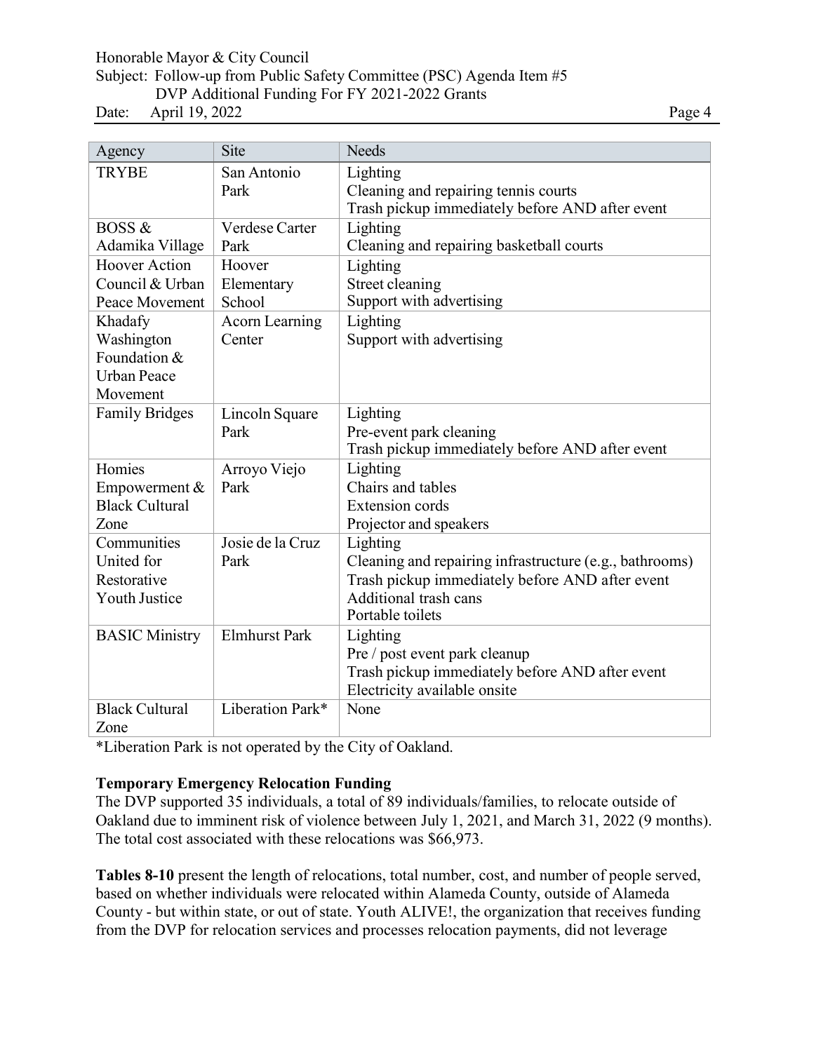| Agency | Site | Needs |
| --- | --- | --- |
| TRYBE | San Antonio Park | Lighting<br>Cleaning and repairing tennis courts<br>Trash pickup immediately before AND after event |
| BOSS & Adamika Village | Verdese Carter Park | Lighting<br>Cleaning and repairing basketball courts |
| Hoover Action Council & Urban Peace Movement | Hoover Elementary School | Lighting<br>Street cleaning<br>Support with advertising |
| Khadafy Washington Foundation & Urban Peace Movement | Acorn Learning Center | Lighting<br>Support with advertising |
| Family Bridges | Lincoln Square Park | Lighting<br>Pre-event park cleaning<br>Trash pickup immediately before AND after event |
| Homies Empowerment & Black Cultural Zone | Arroyo Viejo Park | Lighting<br>Chairs and tables<br>Extension cords<br>Projector and speakers |
| Communities United for Restorative Youth Justice | Josie de la Cruz Park | Lighting<br>Cleaning and repairing infrastructure (e.g., bathrooms)<br>Trash pickup immediately before AND after event<br>Additional trash cans<br>Portable toilets |
| BASIC Ministry | Elmhurst Park | Lighting<br>Pre / post event park cleanup<br>Trash pickup immediately before AND after event<br>Electricity available onsite |
| Black Cultural Zone | Liberation Park* | None |

*Liberation Park is not operated by the City of Oakland.

**Temporary Emergency Relocation Funding**

The DVP supported 35 individuals, a total of 89 individuals/families, to relocate outside of Oakland due to imminent risk of violence between July 1, 2021, and March 31, 2022 (9 months). The total cost associated with these relocations was $66,973.

**Tables 8-10** present the length of relocations, total number, cost, and number of people served, based on whether individuals were relocated within Alameda County, outside of Alameda County - but within state, or out of state. Youth ALIVE!, the organization that receives funding from the DVP for relocation services and processes relocation payments, did not leverage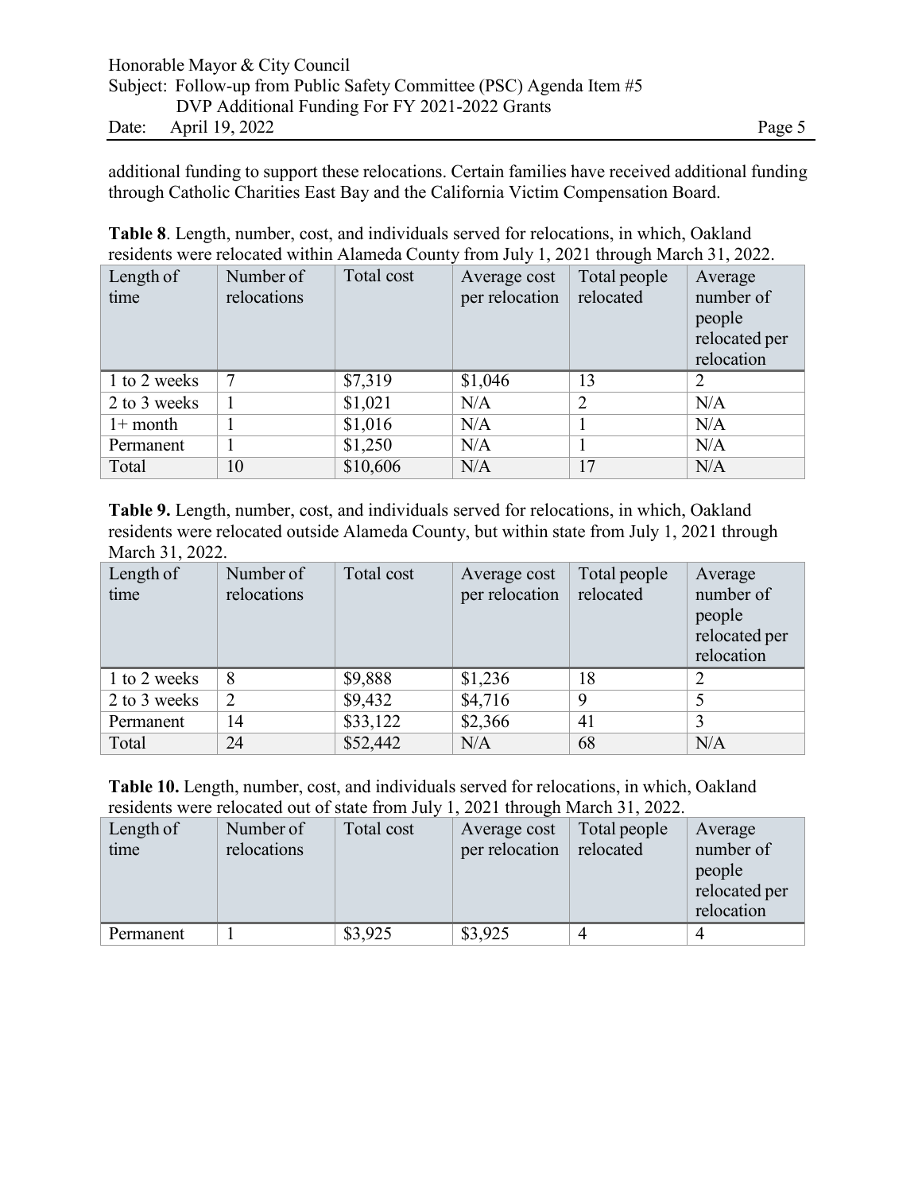additional funding to support these relocations. Certain families have received additional funding through Catholic Charities East Bay and the California Victim Compensation Board.

**Table 8**. Length, number, cost, and individuals served for relocations, in which, Oakland residents were relocated within Alameda County from July 1, 2021 through March 31, 2022.

| Length of time | Number of relocations | Total cost | Average cost per relocation | Total people relocated | Average number of people relocated per relocation |
|---|---|---|---|---|---|
| 1 to 2 weeks | 7 | $7,319 | $1,046 | 13 | 2 |
| 2 to 3 weeks | 1 | $1,021 | N/A | 2 | N/A |
| 1+ month | 1 | $1,016 | N/A | 1 | N/A |
| Permanent | 1 | $1,250 | N/A | 1 | N/A |
| Total | 10 | $10,606 | N/A | 17 | N/A |

**Table 9.** Length, number, cost, and individuals served for relocations, in which, Oakland residents were relocated outside Alameda County, but within state from July 1, 2021 through March 31, 2022.

| Length of time | Number of relocations | Total cost | Average cost per relocation | Total people relocated | Average number of people relocated per relocation |
|---|---|---|---|---|---|
| 1 to 2 weeks | 8 | $9,888 | $1,236 | 18 | 2 |
| 2 to 3 weeks | 2 | $9,432 | $4,716 | 9 | 5 |
| Permanent | 14 | $33,122 | $2,366 | 41 | 3 |
| Total | 24 | $52,442 | N/A | 68 | N/A |

**Table 10.** Length, number, cost, and individuals served for relocations, in which, Oakland residents were relocated out of state from July 1, 2021 through March 31, 2022.

| Length of time | Number of relocations | Total cost | Average cost per relocation | Total people relocated | Average number of people relocated per relocation |
|---|---|---|---|---|---|
| Permanent | 1 | $3,925 | $3,925 | 4 | 4 |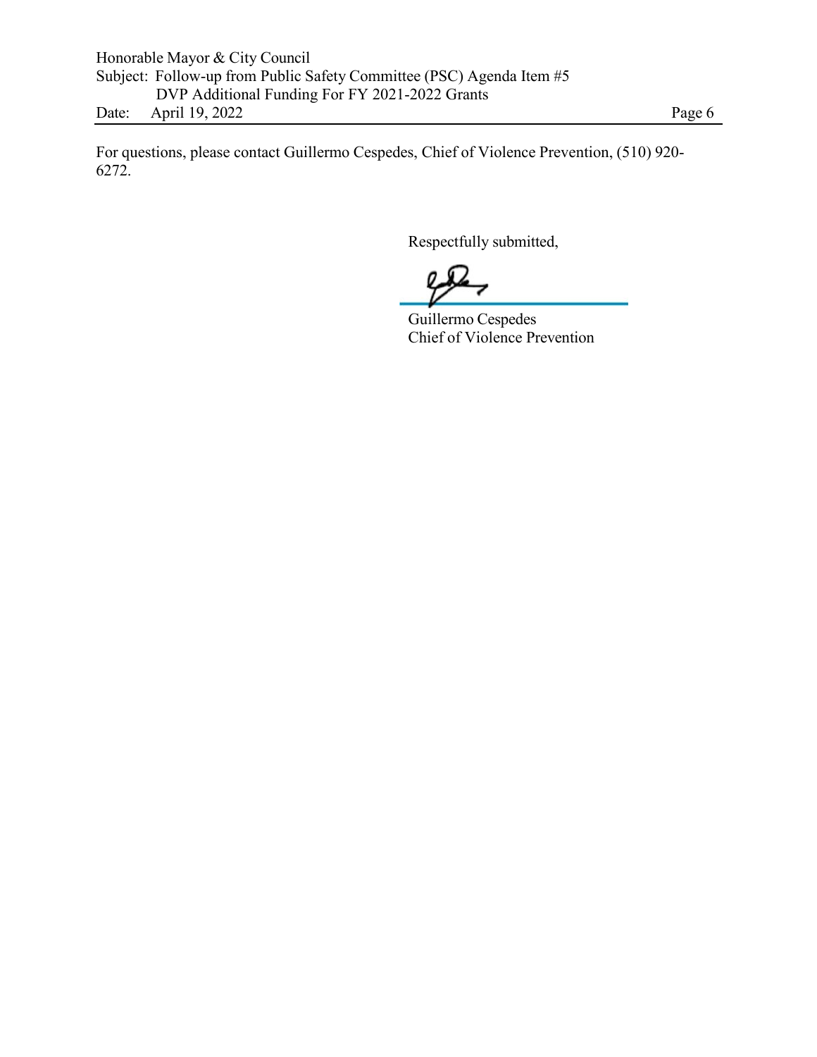For questions, please contact Guillermo Cespedes, Chief of Violence Prevention, (510) 920-6272.

Respectfully submitted,

Guillermo Cespedes
Chief of Violence Prevention